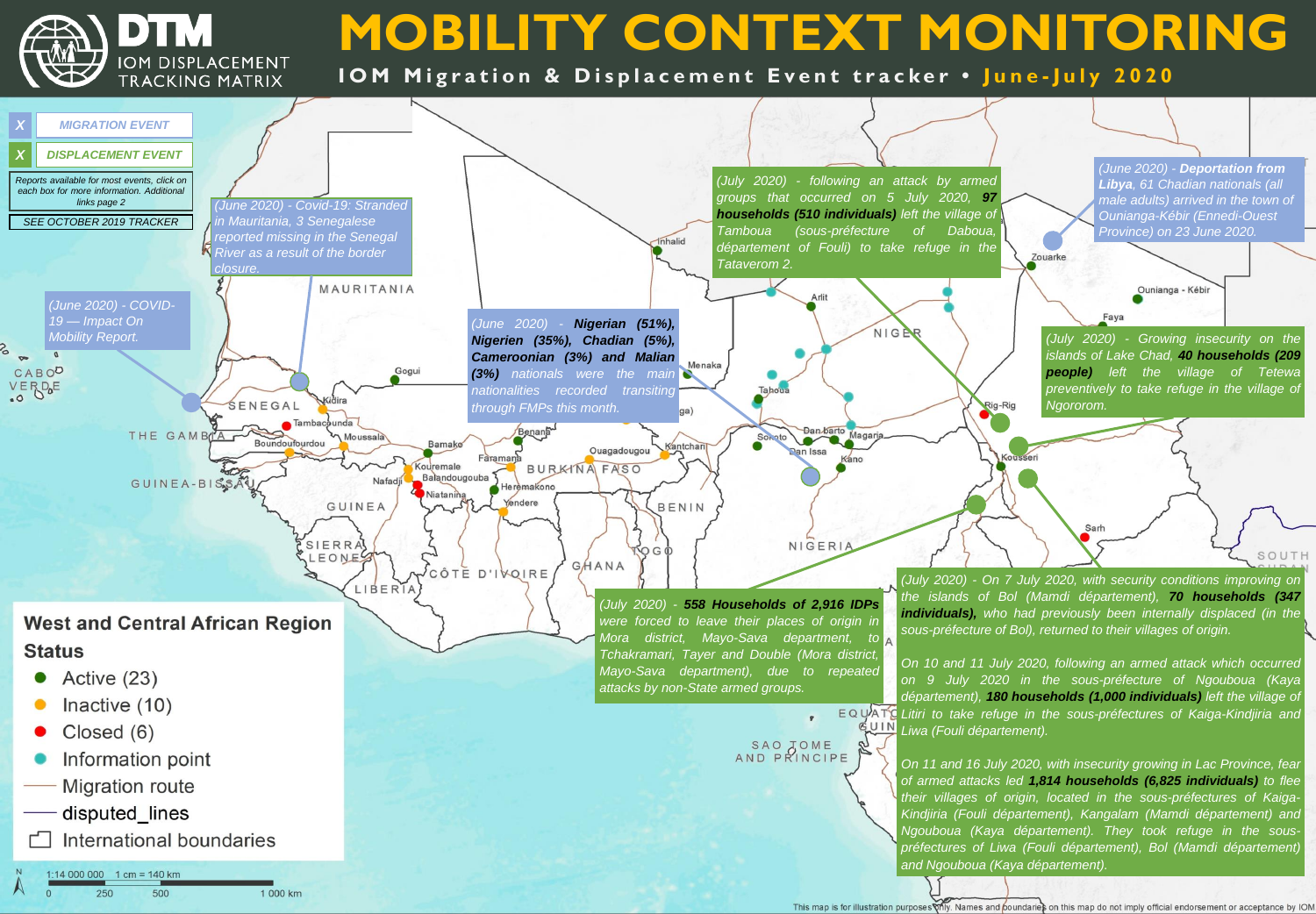# MOBILITY CONTEXT MONITORING

**IOM Migration & Displacement Event tracker • June-July 2020**

DTM — IOM DISPLACEMENT TRACKING MATRIX

- X MIGRATION EVENT
- X DISPLACEMENT EVENT

Reports available for most events, click on each box for more information. Additional links page 2

SEE OCTOBER 2019 TRACKER

*(June 2020) - COVID-19 — Impact On Mobility Report.*

*(June 2020) - Covid-19: Stranded in Mauritania, 3 Senegalese reported missing in the Senegal River as a result of the border closure.*

*(June 2020) - **Nigerian (51%), Nigerien (35%), Chadian (5%), Cameroonian (3%) and Malian (3%)** nationalities recorded transiting through FMPs this month.*

*(July 2020) - following an attack by armed groups that occurred on 5 July 2020, **97 households (510 individuals)** left the village of Tamboua (sous-préfecture of Daboua, département of Fouli) to take refuge in the Tataverom 2.*

*(June 2020) - **Deportation from Libya**, 61 Chadian nationals (all male adults) arrived in the town of Ounianga-Kébir (Ennedi-Ouest Province) on 23 June 2020.*

*(July 2020) - Growing insecurity on the islands of Lake Chad, **40 households (209 people)** left the village of Tetewa preventively to take refuge in the village of Ngororom.*

*(July 2020) - **558 Households of 2,916 IDPs** were forced to leave their places of origin in Mora district, Mayo-Sava department, to Tchakramari, Tayer and Double (Mora district, Mayo-Sava department), due to repeated attacks by non-State armed groups.*

*(July 2020) - On 7 July 2020, with security conditions improving on the islands of Bol (Mamdi département), **70 households (347 individuals)**, who had previously been internally displaced (in the sous-préfecture of Bol), returned to their villages of origin.*

*On 10 and 11 July 2020, following an armed attack which occurred on 9 July 2020 in the sous-préfecture of Ngouboua (Kaya département), **180 households (1,000 individuals)** left the village of Litiri to take refuge in the sous-préfectures of Kaiga-Kindjiria and Liwa (Fouli département).*

*On 11 and 16 July 2020, with insecurity growing in Lac Province, fear of armed attacks led **1,814 households (6,825 individuals)** to flee their villages of origin, located in the sous-préfectures of Kaiga-Kindjiria (Fouli département), Kangalam (Mamdi département) and Ngouboua (Kaya département). They took refuge in the sous-préfectures of Liwa (Fouli département), Bol (Mamdi département) and Ngouboua (Kaya département).*

## West and Central African Region

**Status**

- Active (23)
- Inactive (10)
- Closed (6)
- Information point
- Migration route
- disputed_lines
- International boundaries

1:14 000 000 — 1 cm = 140 km (0, 250, 500, 1 000 km)

This map is for illustration purposes only. Names and boundaries on this map do not imply official endorsement or acceptance by IOM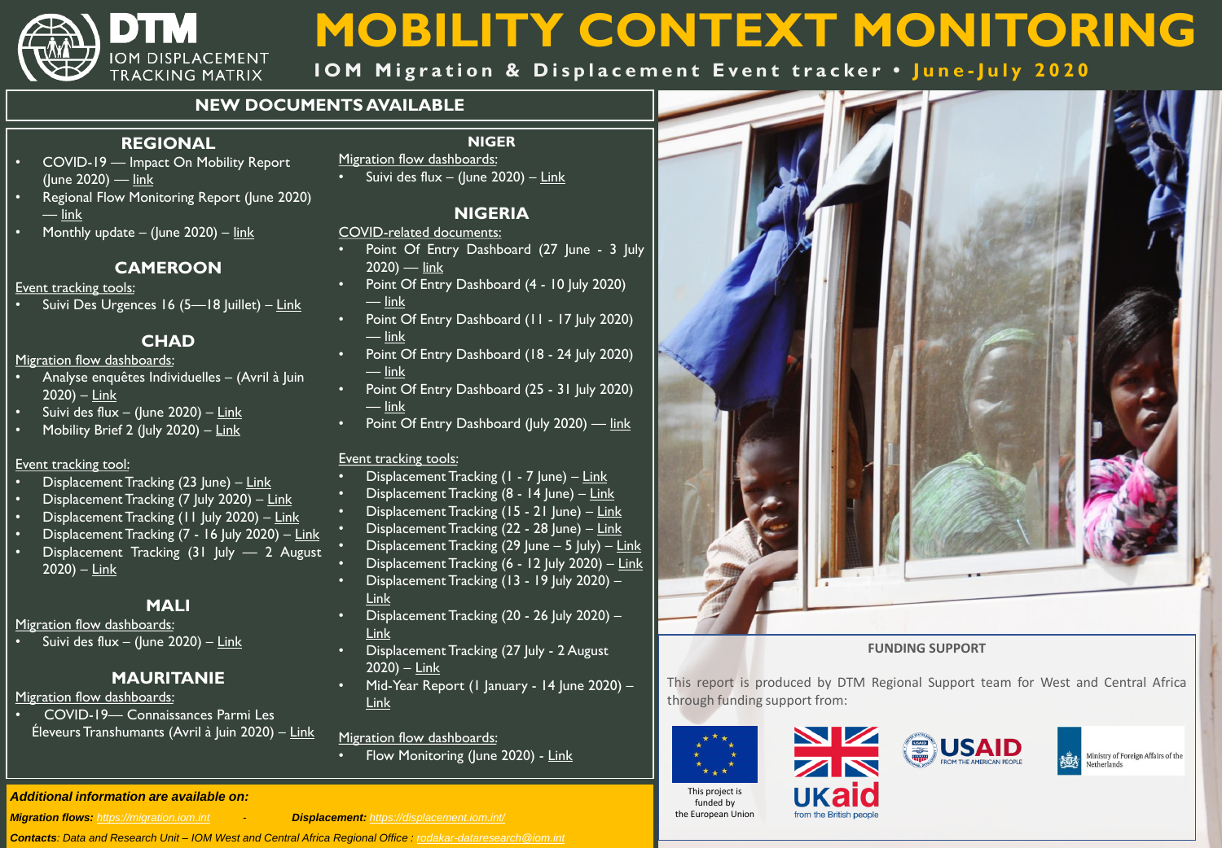# MOBILITY CONTEXT MONITORING

**IOM Migration & Displacement Event tracker • June-July 2020**

DTM IOM DISPLACEMENT TRACKING MATRIX

## NEW DOCUMENTS AVAILABLE

### REGIONAL

- COVID-19 — Impact On Mobility Report (June 2020) — link
- Regional Flow Monitoring Report (June 2020) — link
- Monthly update – (June 2020) – link

### CAMEROON

Event tracking tools:

- Suivi Des Urgences 16 (5—18 Juillet) – Link

### CHAD

Migration flow dashboards:

- Analyse enquêtes Individuelles – (Avril à Juin 2020) – Link
- Suivi des flux – (June 2020) – Link
- Mobility Brief 2 (July 2020) – Link

Event tracking tool:

- Displacement Tracking (23 June) – Link
- Displacement Tracking (7 July 2020) – Link
- Displacement Tracking (11 July 2020) – Link
- Displacement Tracking (7 - 16 July 2020) – Link
- Displacement Tracking (31 July — 2 August 2020) – Link

### MALI

Migration flow dashboards:

- Suivi des flux – (June 2020) – Link

### MAURITANIE

Migration flow dashboards:

- COVID-19— Connaissances Parmi Les Éleveurs Transhumants (Avril à Juin 2020) – Link

### NIGER

Migration flow dashboards:

- Suivi des flux – (June 2020) – Link

### NIGERIA

COVID-related documents:

- Point Of Entry Dashboard (27 June - 3 July 2020) — link
- Point Of Entry Dashboard (4 - 10 July 2020) — link
- Point Of Entry Dashboard (11 - 17 July 2020) — link
- Point Of Entry Dashboard (18 - 24 July 2020) — link
- Point Of Entry Dashboard (25 - 31 July 2020) — link
- Point Of Entry Dashboard (July 2020) — link

Event tracking tools:

- Displacement Tracking (1 - 7 June) – Link
- Displacement Tracking (8 - 14 June) – Link
- Displacement Tracking (15 - 21 June) – Link
- Displacement Tracking (22 - 28 June) – Link
- Displacement Tracking (29 June – 5 July) – Link
- Displacement Tracking (6 - 12 July 2020) – Link
- Displacement Tracking (13 - 19 July 2020) – Link
- Displacement Tracking (20 - 26 July 2020) – Link
- Displacement Tracking (27 July - 2 August 2020) – Link
- Mid-Year Report (1 January - 14 June 2020) – Link

Migration flow dashboards:

- Flow Monitoring (June 2020) - Link

***Additional information are available on:***

***Migration flows:*** *https://migration.iom.int* - ***Displacement:*** *https://displacement.iom.int/*

***Contacts****: Data and Research Unit – IOM West and Central Africa Regional Office : rodakar-dataresearch@iom.int*

### FUNDING SUPPORT

This report is produced by DTM Regional Support team for West and Central Africa through funding support from:

This project is funded by the European Union

UKaid from the British people

USAID FROM THE AMERICAN PEOPLE

Ministry of Foreign Affairs of the Netherlands